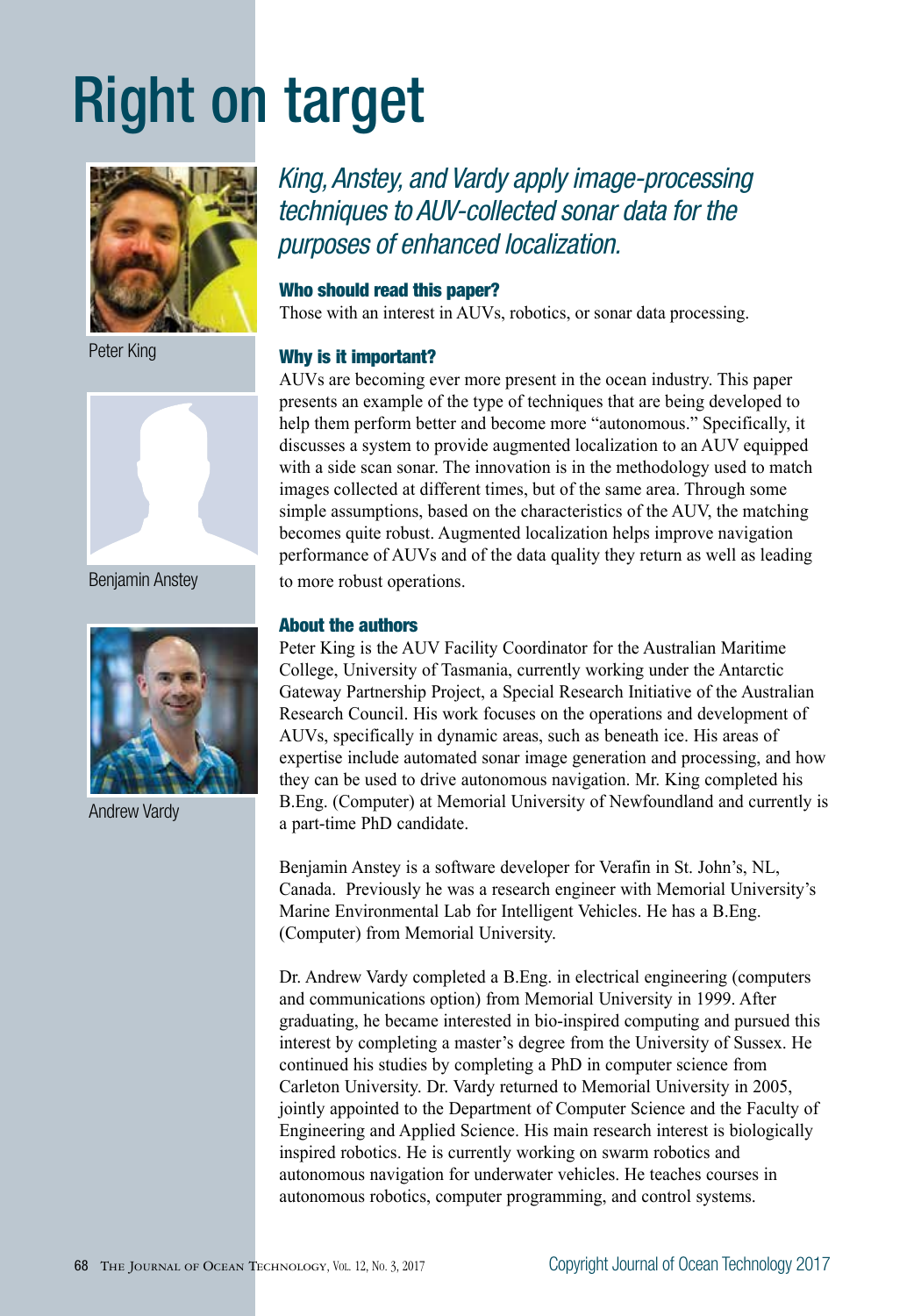# Right on target

Peter King

Benjamin Anstey

Andrew Vardy

*King, Anstey, and Vardy apply image-processing techniques to AUV-collected sonar data for the purposes of enhanced localization.*

### Who should read this paper?

Those with an interest in AUVs, robotics, or sonar data processing.

### Why is it important?

AUVs are becoming ever more present in the ocean industry. This paper presents an example of the type of techniques that are being developed to help them perform better and become more "autonomous." Specifically, it discusses a system to provide augmented localization to an AUV equipped with a side scan sonar. The innovation is in the methodology used to match images collected at different times, but of the same area. Through some simple assumptions, based on the characteristics of the AUV, the matching becomes quite robust. Augmented localization helps improve navigation performance of AUVs and of the data quality they return as well as leading to more robust operations.

### About the authors

Peter King is the AUV Facility Coordinator for the Australian Maritime College, University of Tasmania, currently working under the Antarctic Gateway Partnership Project, a Special Research Initiative of the Australian Research Council. His work focuses on the operations and development of AUVs, specifically in dynamic areas, such as beneath ice. His areas of expertise include automated sonar image generation and processing, and how they can be used to drive autonomous navigation. Mr. King completed his B.Eng. (Computer) at Memorial University of Newfoundland and currently is a part-time PhD candidate.

Benjamin Anstey is a software developer for Verafin in St. John's, NL, Canada. Previously he was a research engineer with Memorial University's Marine Environmental Lab for Intelligent Vehicles. He has a B.Eng. (Computer) from Memorial University.

Dr. Andrew Vardy completed a B.Eng. in electrical engineering (computers and communications option) from Memorial University in 1999. After graduating, he became interested in bio-inspired computing and pursued this interest by completing a master's degree from the University of Sussex. He continued his studies by completing a PhD in computer science from Carleton University. Dr. Vardy returned to Memorial University in 2005, jointly appointed to the Department of Computer Science and the Faculty of Engineering and Applied Science. His main research interest is biologically inspired robotics. He is currently working on swarm robotics and autonomous navigation for underwater vehicles. He teaches courses in autonomous robotics, computer programming, and control systems.

Copyright Journal of Ocean Technology 2017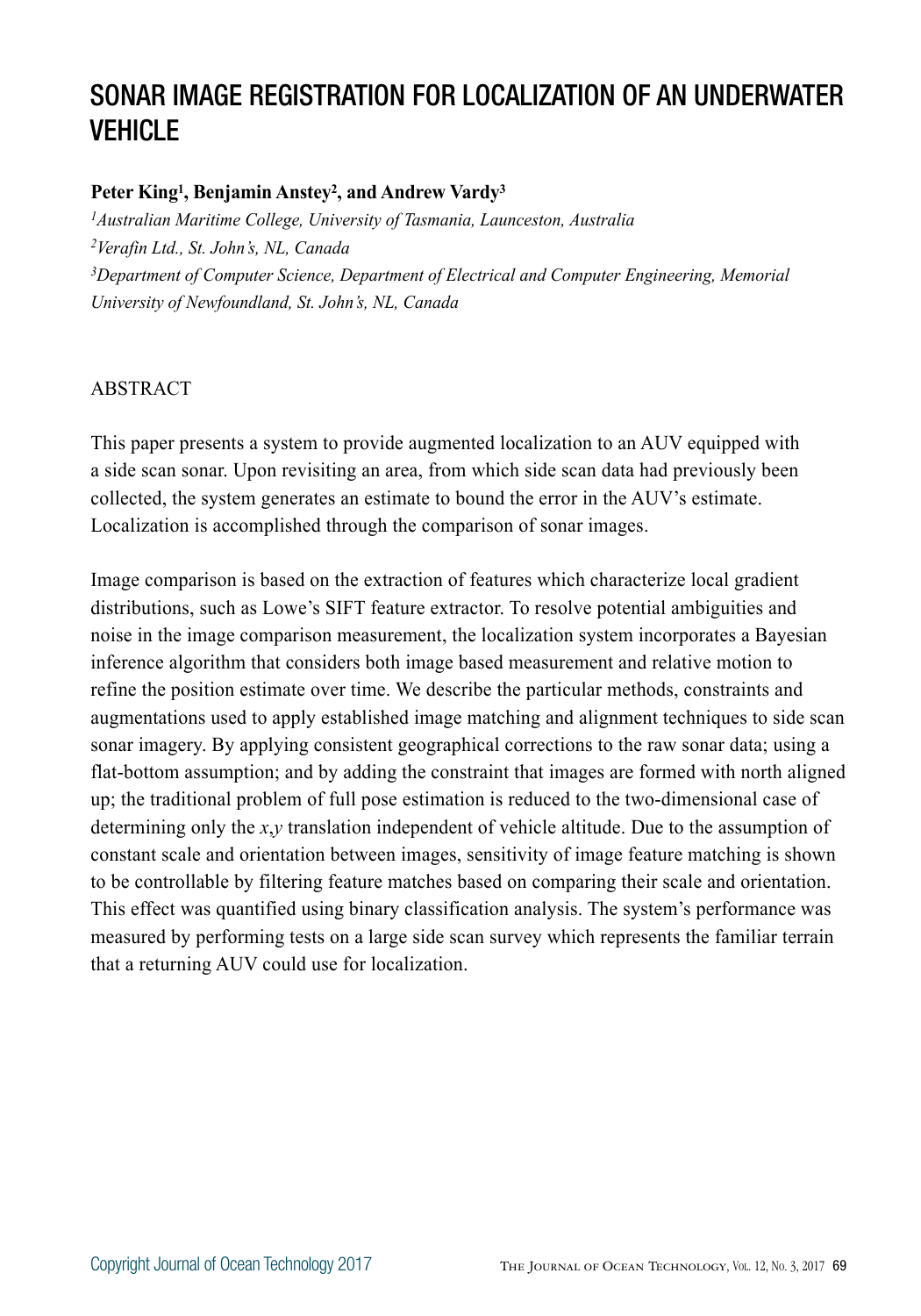# SONAR IMAGE REGISTRATION FOR LOCALIZATION OF AN UNDERWATER VEHICLE

**Peter King[1], Benjamin Anstey[2], and Andrew Vardy[3]**

[1]*Australian Maritime College, University of Tasmania, Launceston, Australia*
[2]*Verafin Ltd., St. John's, NL, Canada*
[3]*Department of Computer Science, Department of Electrical and Computer Engineering, Memorial University of Newfoundland, St. John's, NL, Canada*

## ABSTRACT

This paper presents a system to provide augmented localization to an AUV equipped with a side scan sonar. Upon revisiting an area, from which side scan data had previously been collected, the system generates an estimate to bound the error in the AUV's estimate. Localization is accomplished through the comparison of sonar images.

Image comparison is based on the extraction of features which characterize local gradient distributions, such as Lowe's SIFT feature extractor. To resolve potential ambiguities and noise in the image comparison measurement, the localization system incorporates a Bayesian inference algorithm that considers both image based measurement and relative motion to refine the position estimate over time. We describe the particular methods, constraints and augmentations used to apply established image matching and alignment techniques to side scan sonar imagery. By applying consistent geographical corrections to the raw sonar data; using a flat-bottom assumption; and by adding the constraint that images are formed with north aligned up; the traditional problem of full pose estimation is reduced to the two-dimensional case of determining only the $x$,$y$ translation independent of vehicle altitude. Due to the assumption of constant scale and orientation between images, sensitivity of image feature matching is shown to be controllable by filtering feature matches based on comparing their scale and orientation. This effect was quantified using binary classification analysis. The system's performance was measured by performing tests on a large side scan survey which represents the familiar terrain that a returning AUV could use for localization.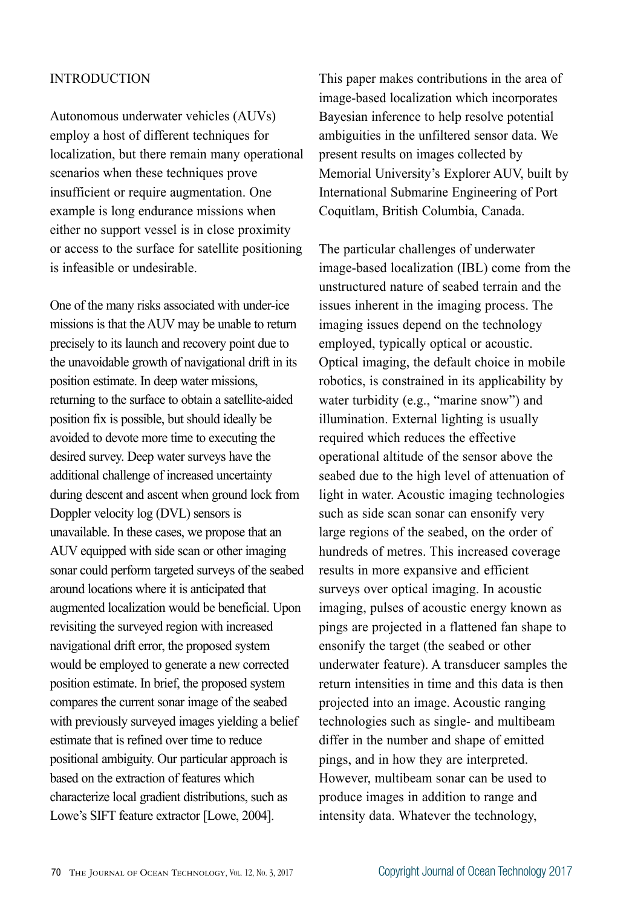## INTRODUCTION

Autonomous underwater vehicles (AUVs) employ a host of different techniques for localization, but there remain many operational scenarios when these techniques prove insufficient or require augmentation. One example is long endurance missions when either no support vessel is in close proximity or access to the surface for satellite positioning is infeasible or undesirable.

One of the many risks associated with under-ice missions is that the AUV may be unable to return precisely to its launch and recovery point due to the unavoidable growth of navigational drift in its position estimate. In deep water missions, returning to the surface to obtain a satellite-aided position fix is possible, but should ideally be avoided to devote more time to executing the desired survey. Deep water surveys have the additional challenge of increased uncertainty during descent and ascent when ground lock from Doppler velocity log (DVL) sensors is unavailable. In these cases, we propose that an AUV equipped with side scan or other imaging sonar could perform targeted surveys of the seabed around locations where it is anticipated that augmented localization would be beneficial. Upon revisiting the surveyed region with increased navigational drift error, the proposed system would be employed to generate a new corrected position estimate. In brief, the proposed system compares the current sonar image of the seabed with previously surveyed images yielding a belief estimate that is refined over time to reduce positional ambiguity. Our particular approach is based on the extraction of features which characterize local gradient distributions, such as Lowe's SIFT feature extractor [Lowe, 2004].

This paper makes contributions in the area of image-based localization which incorporates Bayesian inference to help resolve potential ambiguities in the unfiltered sensor data. We present results on images collected by Memorial University's Explorer AUV, built by International Submarine Engineering of Port Coquitlam, British Columbia, Canada.

The particular challenges of underwater image-based localization (IBL) come from the unstructured nature of seabed terrain and the issues inherent in the imaging process. The imaging issues depend on the technology employed, typically optical or acoustic. Optical imaging, the default choice in mobile robotics, is constrained in its applicability by water turbidity (e.g., "marine snow") and illumination. External lighting is usually required which reduces the effective operational altitude of the sensor above the seabed due to the high level of attenuation of light in water. Acoustic imaging technologies such as side scan sonar can ensonify very large regions of the seabed, on the order of hundreds of metres. This increased coverage results in more expansive and efficient surveys over optical imaging. In acoustic imaging, pulses of acoustic energy known as pings are projected in a flattened fan shape to ensonify the target (the seabed or other underwater feature). A transducer samples the return intensities in time and this data is then projected into an image. Acoustic ranging technologies such as single- and multibeam differ in the number and shape of emitted pings, and in how they are interpreted. However, multibeam sonar can be used to produce images in addition to range and intensity data. Whatever the technology,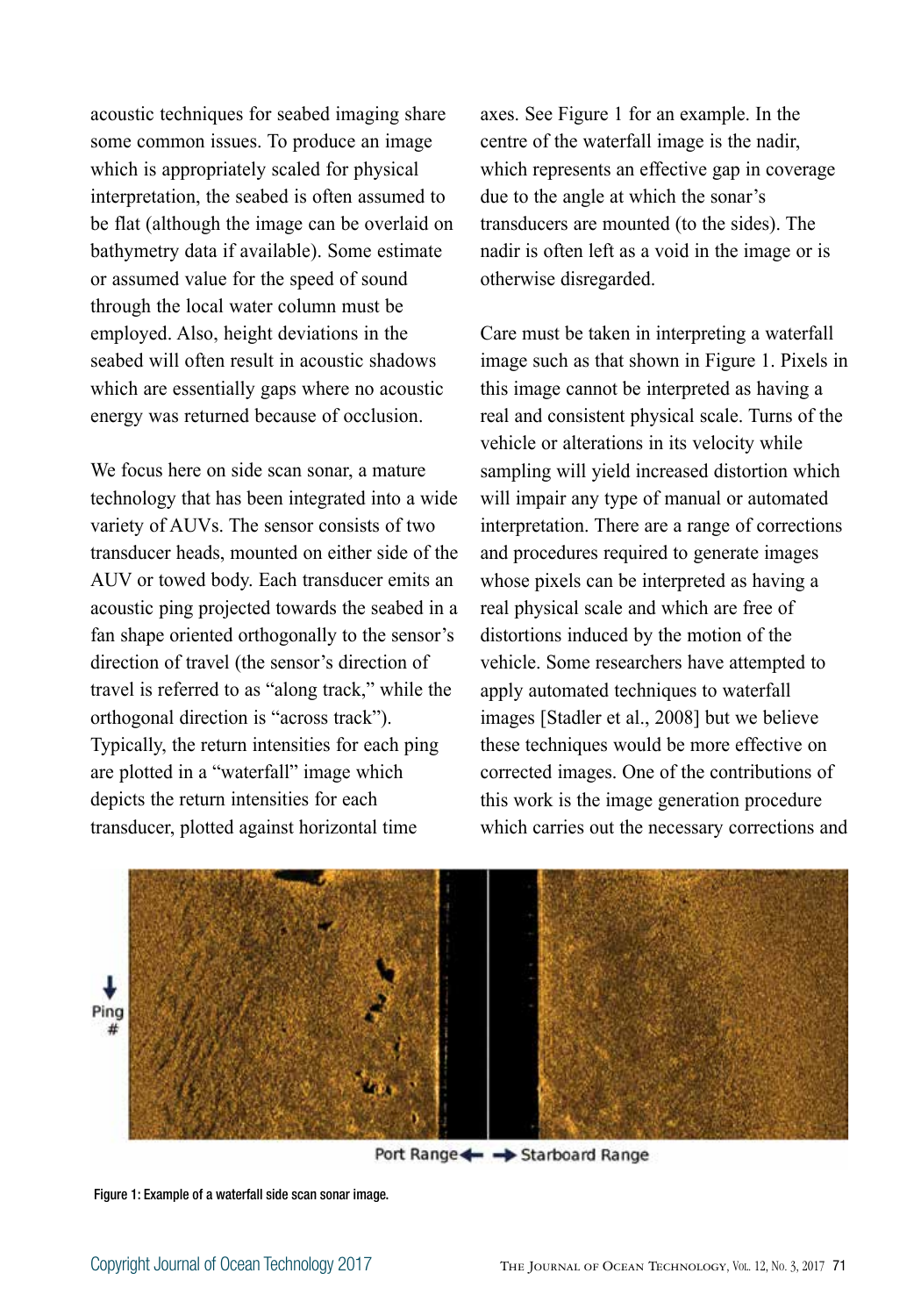acoustic techniques for seabed imaging share some common issues. To produce an image which is appropriately scaled for physical interpretation, the seabed is often assumed to be flat (although the image can be overlaid on bathymetry data if available). Some estimate or assumed value for the speed of sound through the local water column must be employed. Also, height deviations in the seabed will often result in acoustic shadows which are essentially gaps where no acoustic energy was returned because of occlusion.

We focus here on side scan sonar, a mature technology that has been integrated into a wide variety of AUVs. The sensor consists of two transducer heads, mounted on either side of the AUV or towed body. Each transducer emits an acoustic ping projected towards the seabed in a fan shape oriented orthogonally to the sensor's direction of travel (the sensor's direction of travel is referred to as "along track," while the orthogonal direction is "across track"). Typically, the return intensities for each ping are plotted in a "waterfall" image which depicts the return intensities for each transducer, plotted against horizontal time axes. See Figure 1 for an example. In the centre of the waterfall image is the nadir, which represents an effective gap in coverage due to the angle at which the sonar's transducers are mounted (to the sides). The nadir is often left as a void in the image or is otherwise disregarded.

Care must be taken in interpreting a waterfall image such as that shown in Figure 1. Pixels in this image cannot be interpreted as having a real and consistent physical scale. Turns of the vehicle or alterations in its velocity while sampling will yield increased distortion which will impair any type of manual or automated interpretation. There are a range of corrections and procedures required to generate images whose pixels can be interpreted as having a real physical scale and which are free of distortions induced by the motion of the vehicle. Some researchers have attempted to apply automated techniques to waterfall images [Stadler et al., 2008] but we believe these techniques would be more effective on corrected images. One of the contributions of this work is the image generation procedure which carries out the necessary corrections and

Figure 1: Example of a waterfall side scan sonar image.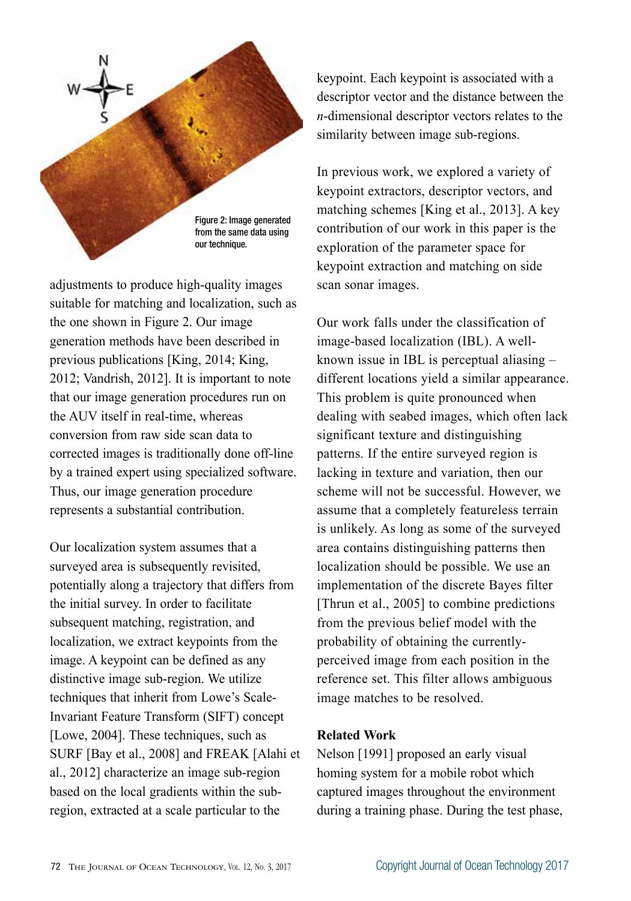Figure 2: Image generated from the same data using our technique.

adjustments to produce high-quality images suitable for matching and localization, such as the one shown in Figure 2. Our image generation methods have been described in previous publications [King, 2014; King, 2012; Vandrish, 2012]. It is important to note that our image generation procedures run on the AUV itself in real-time, whereas conversion from raw side scan data to corrected images is traditionally done off-line by a trained expert using specialized software. Thus, our image generation procedure represents a substantial contribution.

Our localization system assumes that a surveyed area is subsequently revisited, potentially along a trajectory that differs from the initial survey. In order to facilitate subsequent matching, registration, and localization, we extract keypoints from the image. A keypoint can be defined as any distinctive image sub-region. We utilize techniques that inherit from Lowe's Scale-Invariant Feature Transform (SIFT) concept [Lowe, 2004]. These techniques, such as SURF [Bay et al., 2008] and FREAK [Alahi et al., 2012] characterize an image sub-region based on the local gradients within the sub-region, extracted at a scale particular to the keypoint. Each keypoint is associated with a descriptor vector and the distance between the *n*-dimensional descriptor vectors relates to the similarity between image sub-regions.

In previous work, we explored a variety of keypoint extractors, descriptor vectors, and matching schemes [King et al., 2013]. A key contribution of our work in this paper is the exploration of the parameter space for keypoint extraction and matching on side scan sonar images.

Our work falls under the classification of image-based localization (IBL). A well-known issue in IBL is perceptual aliasing – different locations yield a similar appearance. This problem is quite pronounced when dealing with seabed images, which often lack significant texture and distinguishing patterns. If the entire surveyed region is lacking in texture and variation, then our scheme will not be successful. However, we assume that a completely featureless terrain is unlikely. As long as some of the surveyed area contains distinguishing patterns then localization should be possible. We use an implementation of the discrete Bayes filter [Thrun et al., 2005] to combine predictions from the previous belief model with the probability of obtaining the currently-perceived image from each position in the reference set. This filter allows ambiguous image matches to be resolved.

**Related Work**

Nelson [1991] proposed an early visual homing system for a mobile robot which captured images throughout the environment during a training phase. During the test phase,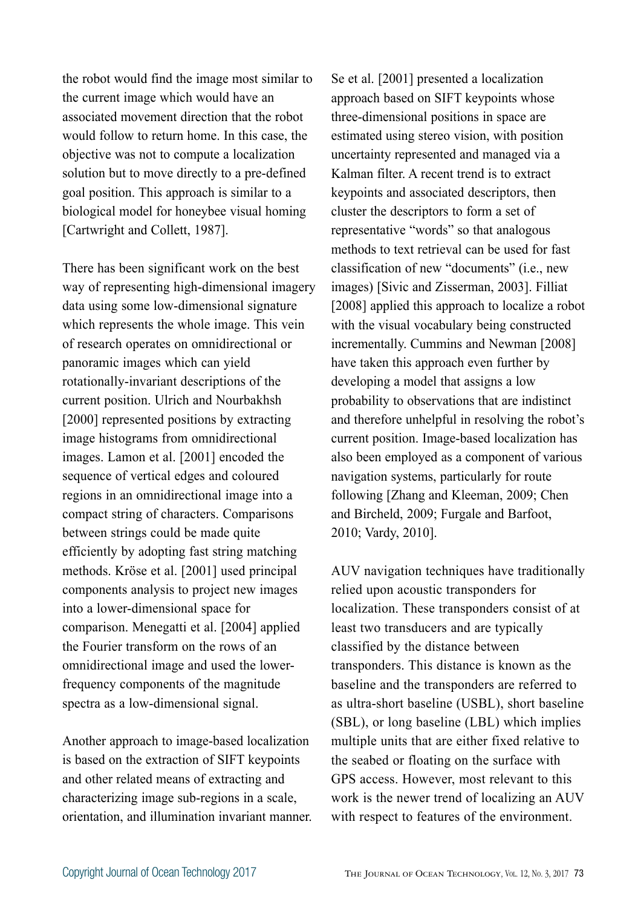the robot would find the image most similar to the current image which would have an associated movement direction that the robot would follow to return home. In this case, the objective was not to compute a localization solution but to move directly to a pre-defined goal position. This approach is similar to a biological model for honeybee visual homing [Cartwright and Collett, 1987].

There has been significant work on the best way of representing high-dimensional imagery data using some low-dimensional signature which represents the whole image. This vein of research operates on omnidirectional or panoramic images which can yield rotationally-invariant descriptions of the current position. Ulrich and Nourbakhsh [2000] represented positions by extracting image histograms from omnidirectional images. Lamon et al. [2001] encoded the sequence of vertical edges and coloured regions in an omnidirectional image into a compact string of characters. Comparisons between strings could be made quite efficiently by adopting fast string matching methods. Kröse et al. [2001] used principal components analysis to project new images into a lower-dimensional space for comparison. Menegatti et al. [2004] applied the Fourier transform on the rows of an omnidirectional image and used the lower-frequency components of the magnitude spectra as a low-dimensional signal.

Another approach to image-based localization is based on the extraction of SIFT keypoints and other related means of extracting and characterizing image sub-regions in a scale, orientation, and illumination invariant manner. Se et al. [2001] presented a localization approach based on SIFT keypoints whose three-dimensional positions in space are estimated using stereo vision, with position uncertainty represented and managed via a Kalman filter. A recent trend is to extract keypoints and associated descriptors, then cluster the descriptors to form a set of representative "words" so that analogous methods to text retrieval can be used for fast classification of new "documents" (i.e., new images) [Sivic and Zisserman, 2003]. Filliat [2008] applied this approach to localize a robot with the visual vocabulary being constructed incrementally. Cummins and Newman [2008] have taken this approach even further by developing a model that assigns a low probability to observations that are indistinct and therefore unhelpful in resolving the robot's current position. Image-based localization has also been employed as a component of various navigation systems, particularly for route following [Zhang and Kleeman, 2009; Chen and Bircheld, 2009; Furgale and Barfoot, 2010; Vardy, 2010].

AUV navigation techniques have traditionally relied upon acoustic transponders for localization. These transponders consist of at least two transducers and are typically classified by the distance between transponders. This distance is known as the baseline and the transponders are referred to as ultra-short baseline (USBL), short baseline (SBL), or long baseline (LBL) which implies multiple units that are either fixed relative to the seabed or floating on the surface with GPS access. However, most relevant to this work is the newer trend of localizing an AUV with respect to features of the environment.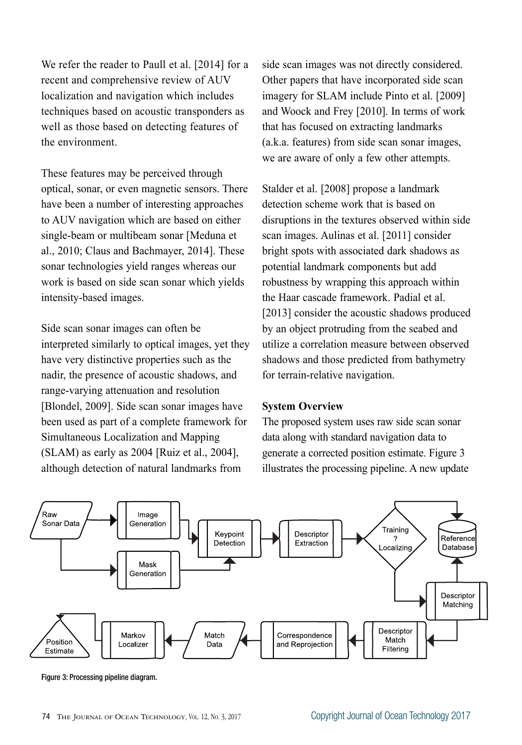We refer the reader to Paull et al. [2014] for a recent and comprehensive review of AUV localization and navigation which includes techniques based on acoustic transponders as well as those based on detecting features of the environment.

These features may be perceived through optical, sonar, or even magnetic sensors. There have been a number of interesting approaches to AUV navigation which are based on either single-beam or multibeam sonar [Meduna et al., 2010; Claus and Bachmayer, 2014]. These sonar technologies yield ranges whereas our work is based on side scan sonar which yields intensity-based images.

Side scan sonar images can often be interpreted similarly to optical images, yet they have very distinctive properties such as the nadir, the presence of acoustic shadows, and range-varying attenuation and resolution [Blondel, 2009]. Side scan sonar images have been used as part of a complete framework for Simultaneous Localization and Mapping (SLAM) as early as 2004 [Ruiz et al., 2004], although detection of natural landmarks from side scan images was not directly considered. Other papers that have incorporated side scan imagery for SLAM include Pinto et al. [2009] and Woock and Frey [2010]. In terms of work that has focused on extracting landmarks (a.k.a. features) from side scan sonar images, we are aware of only a few other attempts.

Stalder et al. [2008] propose a landmark detection scheme work that is based on disruptions in the textures observed within side scan images. Aulinas et al. [2011] consider bright spots with associated dark shadows as potential landmark components but add robustness by wrapping this approach within the Haar cascade framework. Padial et al. [2013] consider the acoustic shadows produced by an object protruding from the seabed and utilize a correlation measure between observed shadows and those predicted from bathymetry for terrain-relative navigation.

**System Overview**

The proposed system uses raw side scan sonar data along with standard navigation data to generate a corrected position estimate. Figure 3 illustrates the processing pipeline. A new update

Figure 3: Processing pipeline diagram.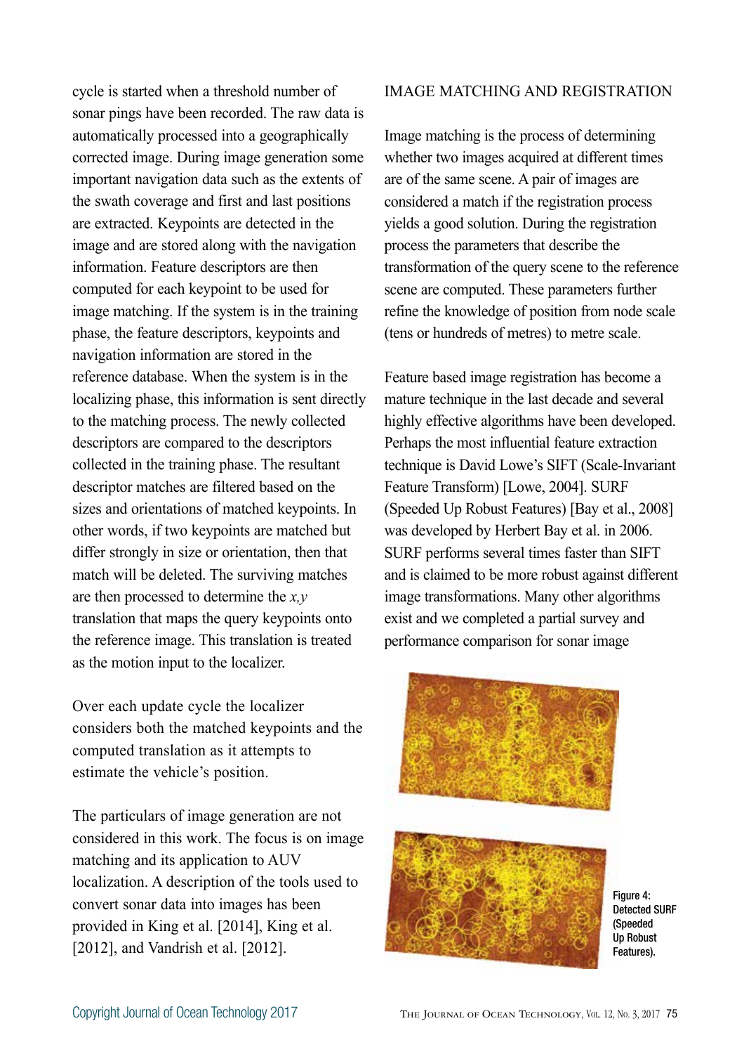cycle is started when a threshold number of sonar pings have been recorded. The raw data is automatically processed into a geographically corrected image. During image generation some important navigation data such as the extents of the swath coverage and first and last positions are extracted. Keypoints are detected in the image and are stored along with the navigation information. Feature descriptors are then computed for each keypoint to be used for image matching. If the system is in the training phase, the feature descriptors, keypoints and navigation information are stored in the reference database. When the system is in the localizing phase, this information is sent directly to the matching process. The newly collected descriptors are compared to the descriptors collected in the training phase. The resultant descriptor matches are filtered based on the sizes and orientations of matched keypoints. In other words, if two keypoints are matched but differ strongly in size or orientation, then that match will be deleted. The surviving matches are then processed to determine the $x,y$ translation that maps the query keypoints onto the reference image. This translation is treated as the motion input to the localizer.

Over each update cycle the localizer considers both the matched keypoints and the computed translation as it attempts to estimate the vehicle's position.

The particulars of image generation are not considered in this work. The focus is on image matching and its application to AUV localization. A description of the tools used to convert sonar data into images has been provided in King et al. [2014], King et al. [2012], and Vandrish et al. [2012].

## IMAGE MATCHING AND REGISTRATION

Image matching is the process of determining whether two images acquired at different times are of the same scene. A pair of images are considered a match if the registration process yields a good solution. During the registration process the parameters that describe the transformation of the query scene to the reference scene are computed. These parameters further refine the knowledge of position from node scale (tens or hundreds of metres) to metre scale.

Feature based image registration has become a mature technique in the last decade and several highly effective algorithms have been developed. Perhaps the most influential feature extraction technique is David Lowe's SIFT (Scale-Invariant Feature Transform) [Lowe, 2004]. SURF (Speeded Up Robust Features) [Bay et al., 2008] was developed by Herbert Bay et al. in 2006. SURF performs several times faster than SIFT and is claimed to be more robust against different image transformations. Many other algorithms exist and we completed a partial survey and performance comparison for sonar image

Figure 4: Detected SURF (Speeded Up Robust Features).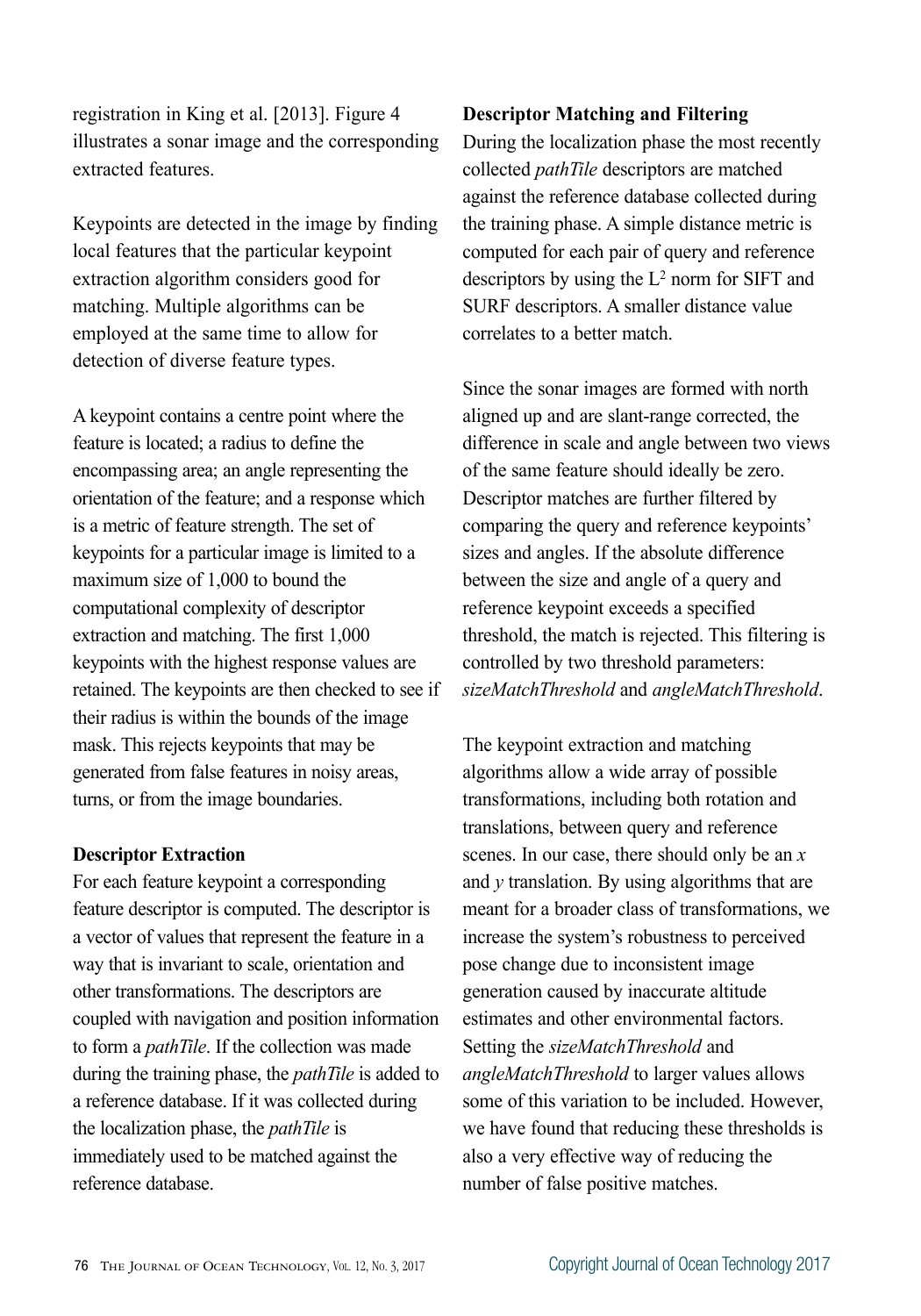registration in King et al. [2013]. Figure 4 illustrates a sonar image and the corresponding extracted features.

Keypoints are detected in the image by finding local features that the particular keypoint extraction algorithm considers good for matching. Multiple algorithms can be employed at the same time to allow for detection of diverse feature types.

A keypoint contains a centre point where the feature is located; a radius to define the encompassing area; an angle representing the orientation of the feature; and a response which is a metric of feature strength. The set of keypoints for a particular image is limited to a maximum size of 1,000 to bound the computational complexity of descriptor extraction and matching. The first 1,000 keypoints with the highest response values are retained. The keypoints are then checked to see if their radius is within the bounds of the image mask. This rejects keypoints that may be generated from false features in noisy areas, turns, or from the image boundaries.

**Descriptor Extraction**

For each feature keypoint a corresponding feature descriptor is computed. The descriptor is a vector of values that represent the feature in a way that is invariant to scale, orientation and other transformations. The descriptors are coupled with navigation and position information to form a *pathTile*. If the collection was made during the training phase, the *pathTile* is added to a reference database. If it was collected during the localization phase, the *pathTile* is immediately used to be matched against the reference database.

**Descriptor Matching and Filtering**

During the localization phase the most recently collected *pathTile* descriptors are matched against the reference database collected during the training phase. A simple distance metric is computed for each pair of query and reference descriptors by using the $L^2$ norm for SIFT and SURF descriptors. A smaller distance value correlates to a better match.

Since the sonar images are formed with north aligned up and are slant-range corrected, the difference in scale and angle between two views of the same feature should ideally be zero. Descriptor matches are further filtered by comparing the query and reference keypoints' sizes and angles. If the absolute difference between the size and angle of a query and reference keypoint exceeds a specified threshold, the match is rejected. This filtering is controlled by two threshold parameters: *sizeMatchThreshold* and *angleMatchThreshold*.

The keypoint extraction and matching algorithms allow a wide array of possible transformations, including both rotation and translations, between query and reference scenes. In our case, there should only be an $x$ and $y$ translation. By using algorithms that are meant for a broader class of transformations, we increase the system's robustness to perceived pose change due to inconsistent image generation caused by inaccurate altitude estimates and other environmental factors. Setting the *sizeMatchThreshold* and *angleMatchThreshold* to larger values allows some of this variation to be included. However, we have found that reducing these thresholds is also a very effective way of reducing the number of false positive matches.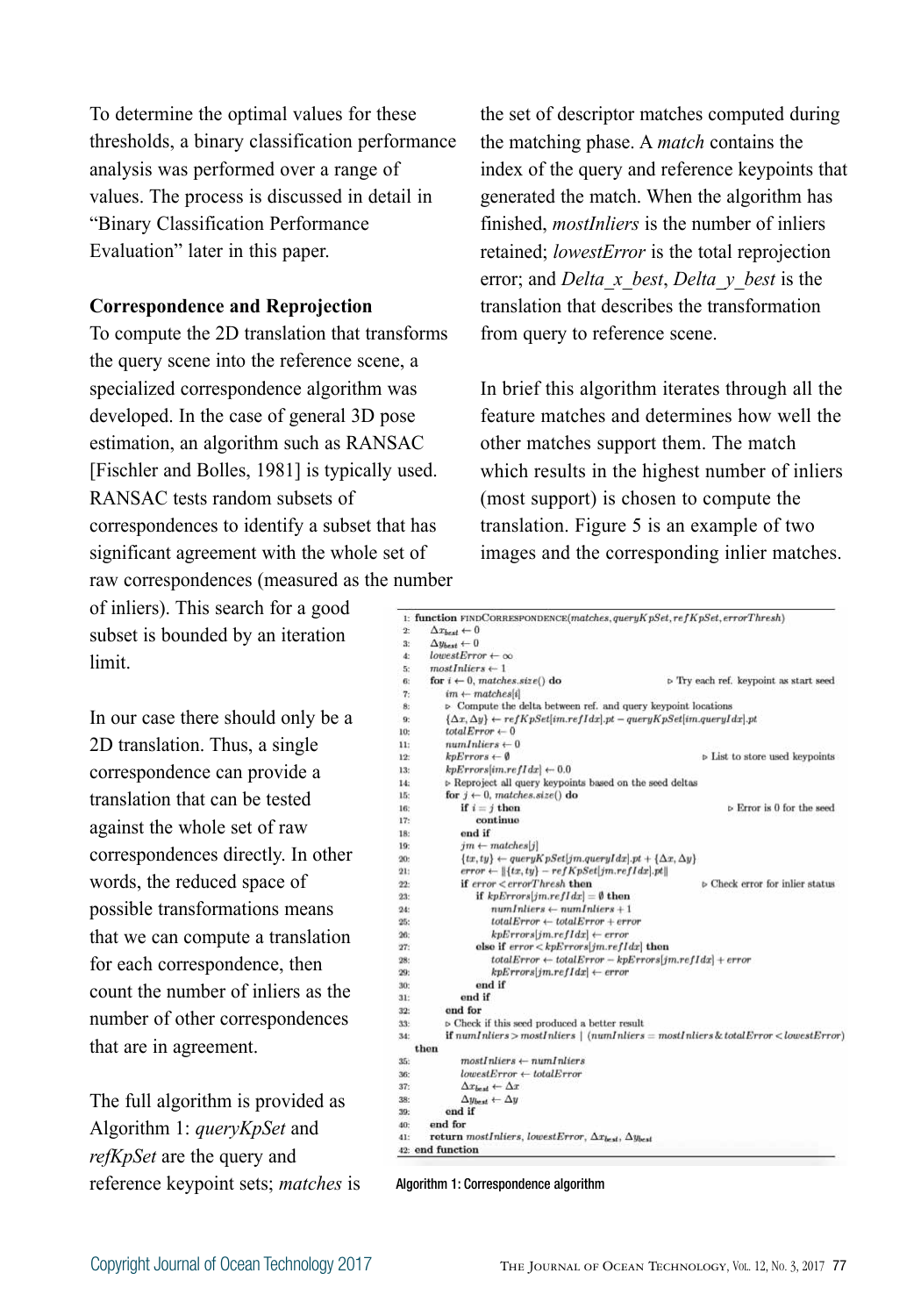To determine the optimal values for these thresholds, a binary classification performance analysis was performed over a range of values. The process is discussed in detail in "Binary Classification Performance Evaluation" later in this paper.

**Correspondence and Reprojection**

To compute the 2D translation that transforms the query scene into the reference scene, a specialized correspondence algorithm was developed. In the case of general 3D pose estimation, an algorithm such as RANSAC [Fischler and Bolles, 1981] is typically used. RANSAC tests random subsets of correspondences to identify a subset that has significant agreement with the whole set of raw correspondences (measured as the number of inliers). This search for a good subset is bounded by an iteration limit.

In our case there should only be a 2D translation. Thus, a single correspondence can provide a translation that can be tested against the whole set of raw correspondences directly. In other words, the reduced space of possible transformations means that we can compute a translation for each correspondence, then count the number of inliers as the number of other correspondences that are in agreement.

The full algorithm is provided as Algorithm 1: *queryKpSet* and *refKpSet* are the query and reference keypoint sets; *matches* is the set of descriptor matches computed during the matching phase. A *match* contains the index of the query and reference keypoints that generated the match. When the algorithm has finished, *mostInliers* is the number of inliers retained; *lowestError* is the total reprojection error; and *Delta_x_best*, *Delta_y_best* is the translation that describes the transformation from query to reference scene.

In brief this algorithm iterates through all the feature matches and determines how well the other matches support them. The match which results in the highest number of inliers (most support) is chosen to compute the translation. Figure 5 is an example of two images and the corresponding inlier matches.

```
1: function FINDCORRESPONDENCE(matches, queryKpSet, refKpSet, errorThresh)
2:     Δx_best ← 0
3:     Δy_best ← 0
4:     lowestError ← ∞
5:     mostInliers ← 1
6:     for i ← 0, matches.size() do                         ▷ Try each ref. keypoint as start seed
7:         im ← matches[i]
8:         ▷ Compute the delta between ref. and query keypoint locations
9:         {Δx, Δy} ← refKpSet[im.refIdx].pt − queryKpSet[im.queryIdx].pt
10:        totalError ← 0
11:        numInliers ← 0
12:        kpErrors ← ∅                                      ▷ List to store used keypoints
13:        kpErrors[im.refIdx] ← 0.0
14:        ▷ Reproject all query keypoints based on the seed deltas
15:        for j ← 0, matches.size() do
16:            if i = j then                                 ▷ Error is 0 for the seed
17:                continue
18:            end if
19:            jm ← matches[j]
20:            {tx, ty} ← queryKpSet[jm.queryIdx].pt + {Δx, Δy}
21:            error ← ‖{tx, ty} − refKpSet[jm.refIdx].pt‖
22:            if error < errorThresh then                   ▷ Check error for inlier status
23:                if kpErrors[jm.refIdx] = ∅ then
24:                    numInliers ← numInliers + 1
25:                    totalError ← totalError + error
26:                    kpErrors[jm.refIdx] ← error
27:                else if error < kpErrors[jm.refIdx] then
28:                    totalError ← totalError − kpErrors[jm.refIdx] + error
29:                    kpErrors[jm.refIdx] ← error
30:                end if
31:            end if
32:        end for
33:        ▷ Check if this seed produced a better result
34:        if numInliers > mostInliers | (numInliers = mostInliers & totalError < lowestError)
           then
35:            mostInliers ← numInliers
36:            lowestError ← totalError
37:            Δx_best ← Δx
38:            Δy_best ← Δy
39:        end if
40:    end for
41:    return mostInliers, lowestError, Δx_best, Δy_best
42: end function
```

Algorithm 1: Correspondence algorithm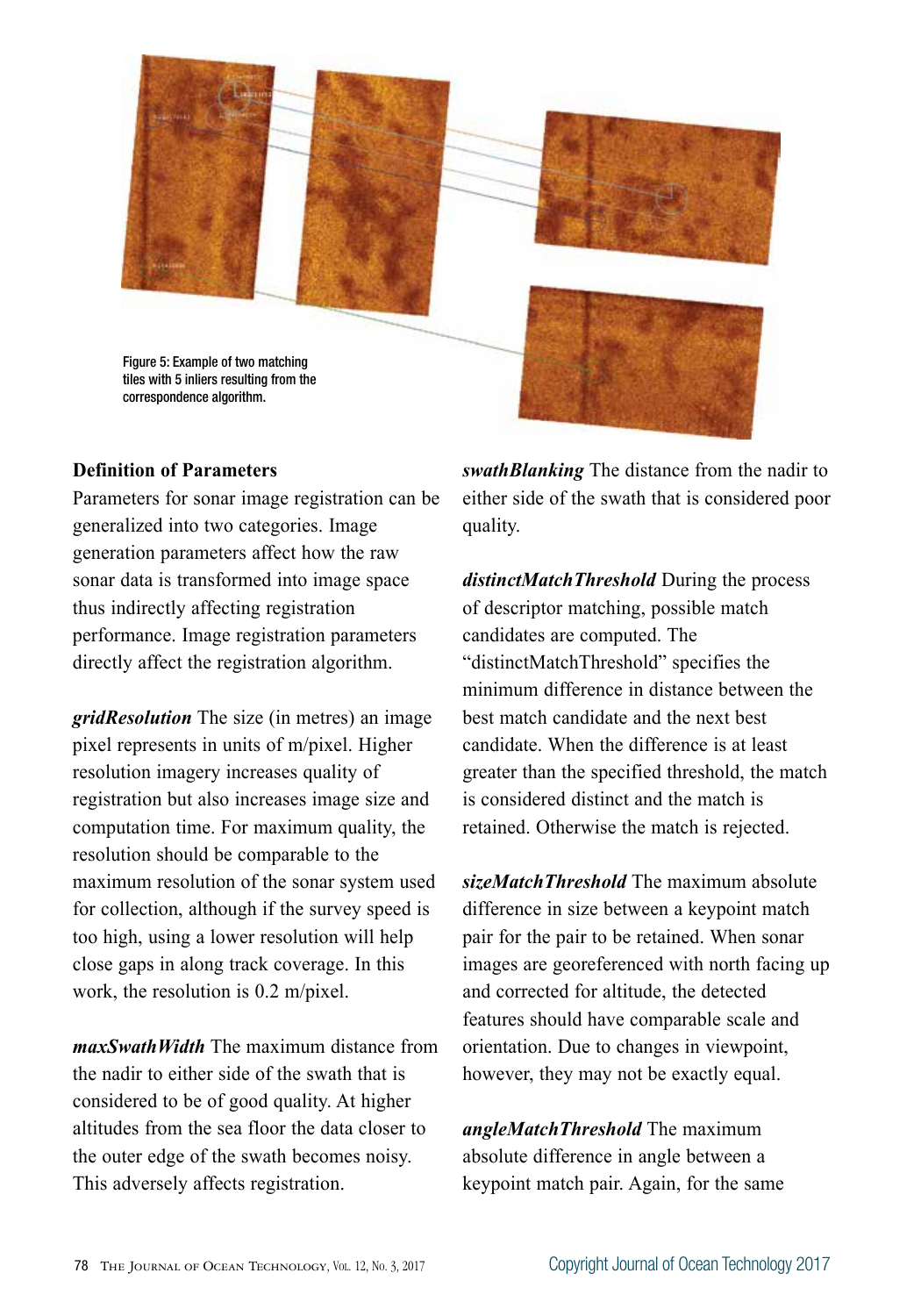Figure 5: Example of two matching tiles with 5 inliers resulting from the correspondence algorithm.

### Definition of Parameters

Parameters for sonar image registration can be generalized into two categories. Image generation parameters affect how the raw sonar data is transformed into image space thus indirectly affecting registration performance. Image registration parameters directly affect the registration algorithm.

***gridResolution*** The size (in metres) an image pixel represents in units of m/pixel. Higher resolution imagery increases quality of registration but also increases image size and computation time. For maximum quality, the resolution should be comparable to the maximum resolution of the sonar system used for collection, although if the survey speed is too high, using a lower resolution will help close gaps in along track coverage. In this work, the resolution is 0.2 m/pixel.

***maxSwathWidth*** The maximum distance from the nadir to either side of the swath that is considered to be of good quality. At higher altitudes from the sea floor the data closer to the outer edge of the swath becomes noisy. This adversely affects registration.

***swathBlanking*** The distance from the nadir to either side of the swath that is considered poor quality.

***distinctMatchThreshold*** During the process of descriptor matching, possible match candidates are computed. The "distinctMatchThreshold" specifies the minimum difference in distance between the best match candidate and the next best candidate. When the difference is at least greater than the specified threshold, the match is considered distinct and the match is retained. Otherwise the match is rejected.

***sizeMatchThreshold*** The maximum absolute difference in size between a keypoint match pair for the pair to be retained. When sonar images are georeferenced with north facing up and corrected for altitude, the detected features should have comparable scale and orientation. Due to changes in viewpoint, however, they may not be exactly equal.

***angleMatchThreshold*** The maximum absolute difference in angle between a keypoint match pair. Again, for the same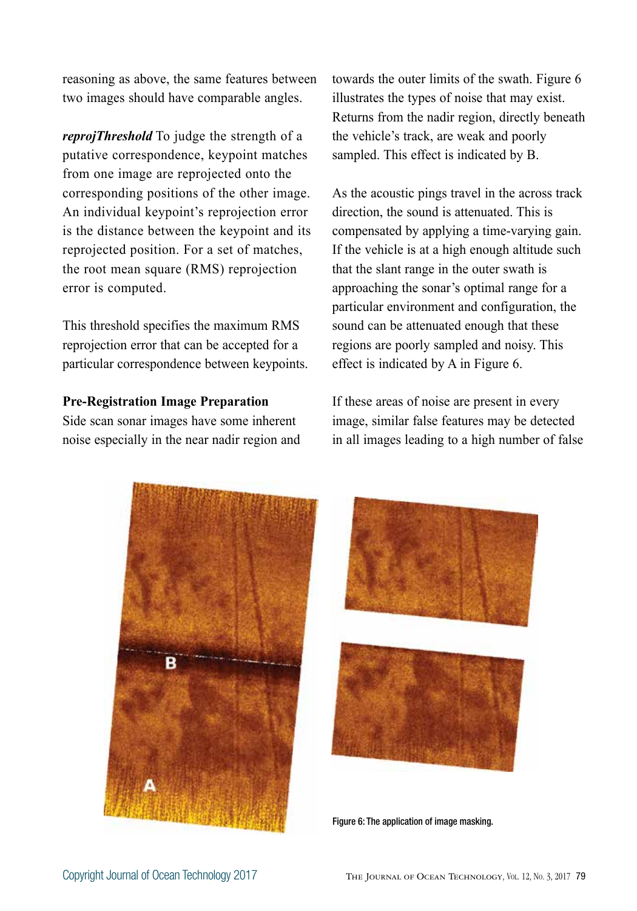reasoning as above, the same features between two images should have comparable angles.

***reprojThreshold*** To judge the strength of a putative correspondence, keypoint matches from one image are reprojected onto the corresponding positions of the other image. An individual keypoint's reprojection error is the distance between the keypoint and its reprojected position. For a set of matches, the root mean square (RMS) reprojection error is computed.

This threshold specifies the maximum RMS reprojection error that can be accepted for a particular correspondence between keypoints.

**Pre-Registration Image Preparation**

Side scan sonar images have some inherent noise especially in the near nadir region and towards the outer limits of the swath. Figure 6 illustrates the types of noise that may exist. Returns from the nadir region, directly beneath the vehicle's track, are weak and poorly sampled. This effect is indicated by B.

As the acoustic pings travel in the across track direction, the sound is attenuated. This is compensated by applying a time-varying gain. If the vehicle is at a high enough altitude such that the slant range in the outer swath is approaching the sonar's optimal range for a particular environment and configuration, the sound can be attenuated enough that these regions are poorly sampled and noisy. This effect is indicated by A in Figure 6.

If these areas of noise are present in every image, similar false features may be detected in all images leading to a high number of false

Figure 6: The application of image masking.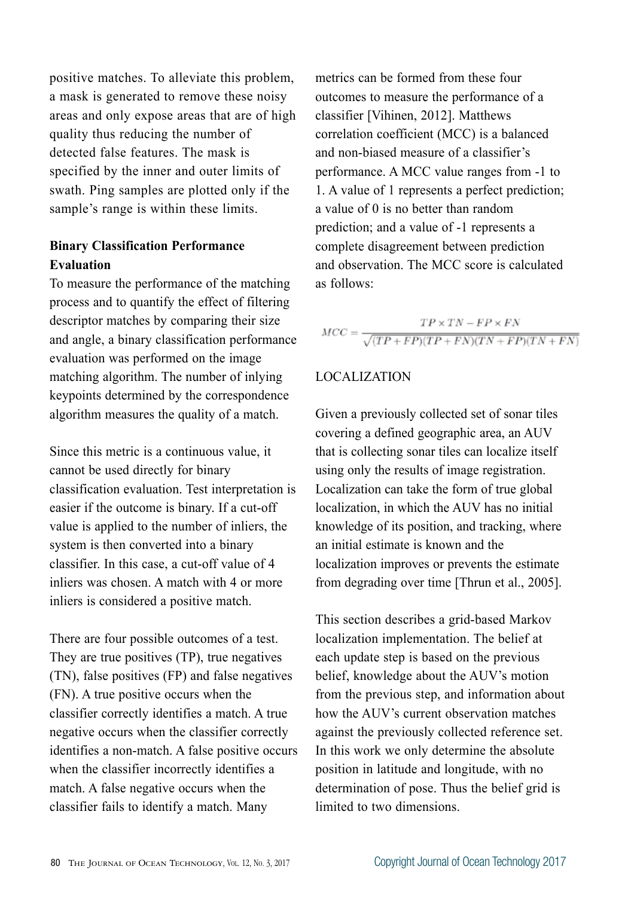positive matches. To alleviate this problem, a mask is generated to remove these noisy areas and only expose areas that are of high quality thus reducing the number of detected false features. The mask is specified by the inner and outer limits of swath. Ping samples are plotted only if the sample's range is within these limits.

**Binary Classification Performance Evaluation**

To measure the performance of the matching process and to quantify the effect of filtering descriptor matches by comparing their size and angle, a binary classification performance evaluation was performed on the image matching algorithm. The number of inlying keypoints determined by the correspondence algorithm measures the quality of a match.

Since this metric is a continuous value, it cannot be used directly for binary classification evaluation. Test interpretation is easier if the outcome is binary. If a cut-off value is applied to the number of inliers, the system is then converted into a binary classifier. In this case, a cut-off value of 4 inliers was chosen. A match with 4 or more inliers is considered a positive match.

There are four possible outcomes of a test. They are true positives (TP), true negatives (TN), false positives (FP) and false negatives (FN). A true positive occurs when the classifier correctly identifies a match. A true negative occurs when the classifier correctly identifies a non-match. A false positive occurs when the classifier incorrectly identifies a match. A false negative occurs when the classifier fails to identify a match. Many metrics can be formed from these four outcomes to measure the performance of a classifier [Vihinen, 2012]. Matthews correlation coefficient (MCC) is a balanced and non-biased measure of a classifier's performance. A MCC value ranges from -1 to 1. A value of 1 represents a perfect prediction; a value of 0 is no better than random prediction; and a value of -1 represents a complete disagreement between prediction and observation. The MCC score is calculated as follows:

$$MCC = \frac{TP \times TN - FP \times FN}{\sqrt{(TP+FP)(TP+FN)(TN+FP)(TN+FN)}}$$

## LOCALIZATION

Given a previously collected set of sonar tiles covering a defined geographic area, an AUV that is collecting sonar tiles can localize itself using only the results of image registration. Localization can take the form of true global localization, in which the AUV has no initial knowledge of its position, and tracking, where an initial estimate is known and the localization improves or prevents the estimate from degrading over time [Thrun et al., 2005].

This section describes a grid-based Markov localization implementation. The belief at each update step is based on the previous belief, knowledge about the AUV's motion from the previous step, and information about how the AUV's current observation matches against the previously collected reference set. In this work we only determine the absolute position in latitude and longitude, with no determination of pose. Thus the belief grid is limited to two dimensions.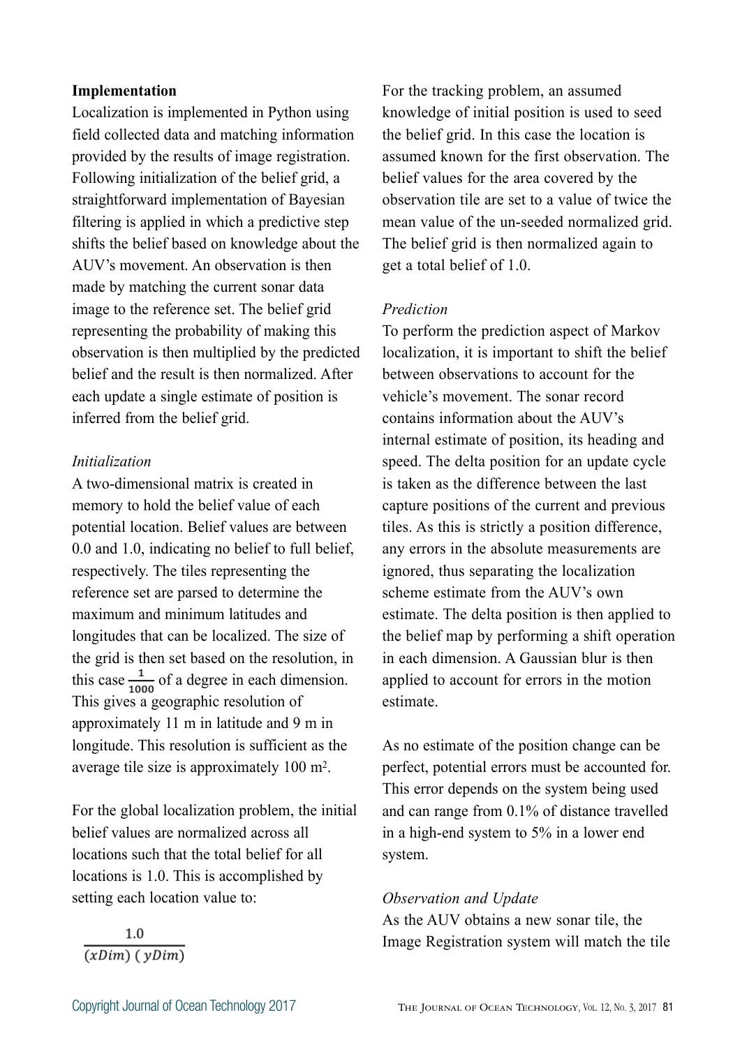**Implementation**

Localization is implemented in Python using field collected data and matching information provided by the results of image registration. Following initialization of the belief grid, a straightforward implementation of Bayesian filtering is applied in which a predictive step shifts the belief based on knowledge about the AUV's movement. An observation is then made by matching the current sonar data image to the reference set. The belief grid representing the probability of making this observation is then multiplied by the predicted belief and the result is then normalized. After each update a single estimate of position is inferred from the belief grid.

*Initialization*

A two-dimensional matrix is created in memory to hold the belief value of each potential location. Belief values are between 0.0 and 1.0, indicating no belief to full belief, respectively. The tiles representing the reference set are parsed to determine the maximum and minimum latitudes and longitudes that can be localized. The size of the grid is then set based on the resolution, in this case $\frac{1}{1000}$ of a degree in each dimension. This gives a geographic resolution of approximately 11 m in latitude and 9 m in longitude. This resolution is sufficient as the average tile size is approximately 100 $m^2$.

For the global localization problem, the initial belief values are normalized across all locations such that the total belief for all locations is 1.0. This is accomplished by setting each location value to:

$$\frac{1.0}{(xDim)\ (yDim)}$$

For the tracking problem, an assumed knowledge of initial position is used to seed the belief grid. In this case the location is assumed known for the first observation. The belief values for the area covered by the observation tile are set to a value of twice the mean value of the un-seeded normalized grid. The belief grid is then normalized again to get a total belief of 1.0.

*Prediction*

To perform the prediction aspect of Markov localization, it is important to shift the belief between observations to account for the vehicle's movement. The sonar record contains information about the AUV's internal estimate of position, its heading and speed. The delta position for an update cycle is taken as the difference between the last capture positions of the current and previous tiles. As this is strictly a position difference, any errors in the absolute measurements are ignored, thus separating the localization scheme estimate from the AUV's own estimate. The delta position is then applied to the belief map by performing a shift operation in each dimension. A Gaussian blur is then applied to account for errors in the motion estimate.

As no estimate of the position change can be perfect, potential errors must be accounted for. This error depends on the system being used and can range from 0.1% of distance travelled in a high-end system to 5% in a lower end system.

*Observation and Update*

As the AUV obtains a new sonar tile, the Image Registration system will match the tile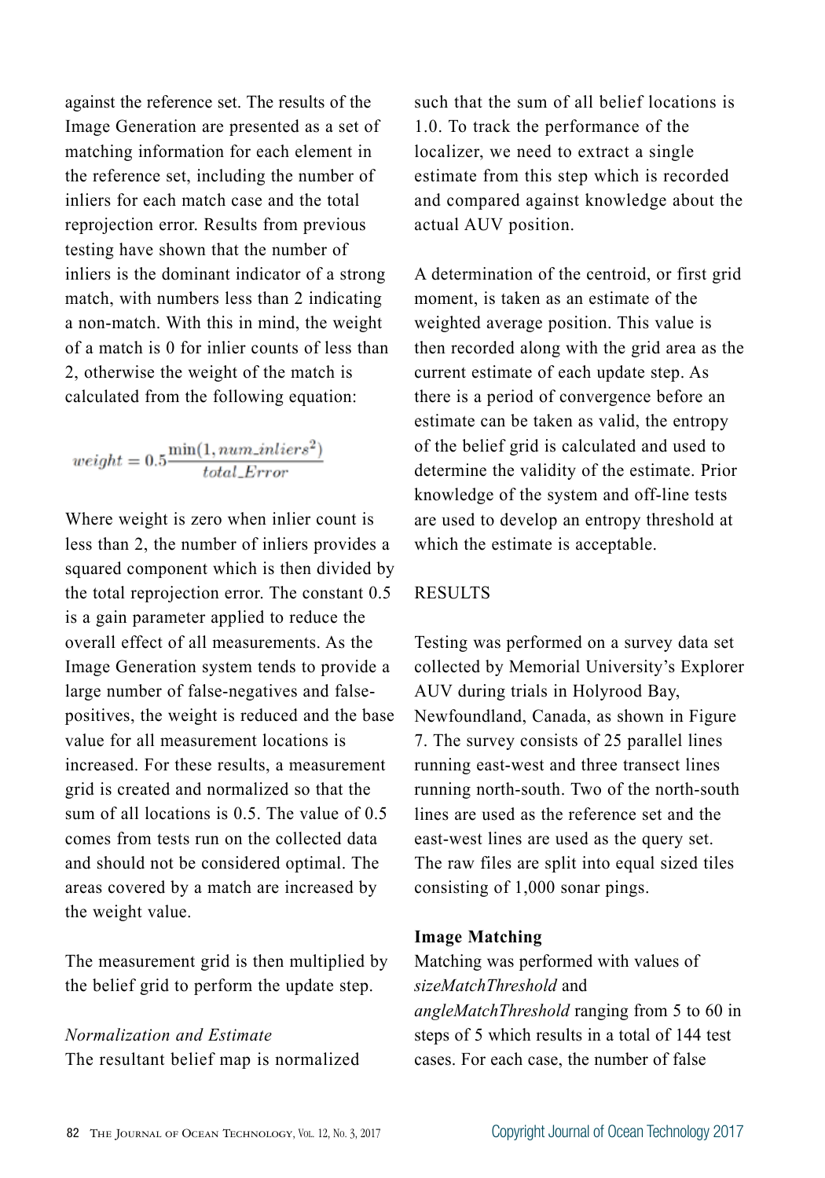against the reference set. The results of the Image Generation are presented as a set of matching information for each element in the reference set, including the number of inliers for each match case and the total reprojection error. Results from previous testing have shown that the number of inliers is the dominant indicator of a strong match, with numbers less than 2 indicating a non-match. With this in mind, the weight of a match is 0 for inlier counts of less than 2, otherwise the weight of the match is calculated from the following equation:

$$weight = 0.5\frac{\min(1, num\_inliers^2)}{total\_Error}$$

Where weight is zero when inlier count is less than 2, the number of inliers provides a squared component which is then divided by the total reprojection error. The constant 0.5 is a gain parameter applied to reduce the overall effect of all measurements. As the Image Generation system tends to provide a large number of false-negatives and false-positives, the weight is reduced and the base value for all measurement locations is increased. For these results, a measurement grid is created and normalized so that the sum of all locations is 0.5. The value of 0.5 comes from tests run on the collected data and should not be considered optimal. The areas covered by a match are increased by the weight value.

The measurement grid is then multiplied by the belief grid to perform the update step.

*Normalization and Estimate*

The resultant belief map is normalized such that the sum of all belief locations is 1.0. To track the performance of the localizer, we need to extract a single estimate from this step which is recorded and compared against knowledge about the actual AUV position.

A determination of the centroid, or first grid moment, is taken as an estimate of the weighted average position. This value is then recorded along with the grid area as the current estimate of each update step. As there is a period of convergence before an estimate can be taken as valid, the entropy of the belief grid is calculated and used to determine the validity of the estimate. Prior knowledge of the system and off-line tests are used to develop an entropy threshold at which the estimate is acceptable.

## RESULTS

Testing was performed on a survey data set collected by Memorial University's Explorer AUV during trials in Holyrood Bay, Newfoundland, Canada, as shown in Figure 7. The survey consists of 25 parallel lines running east-west and three transect lines running north-south. Two of the north-south lines are used as the reference set and the east-west lines are used as the query set. The raw files are split into equal sized tiles consisting of 1,000 sonar pings.

### Image Matching

Matching was performed with values of *sizeMatchThreshold* and *angleMatchThreshold* ranging from 5 to 60 in steps of 5 which results in a total of 144 test cases. For each case, the number of false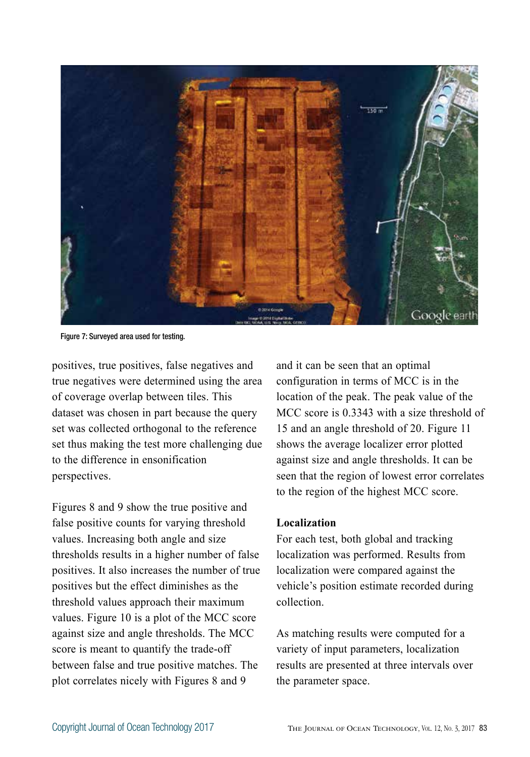Figure 7: Surveyed area used for testing.

positives, true positives, false negatives and true negatives were determined using the area of coverage overlap between tiles. This dataset was chosen in part because the query set was collected orthogonal to the reference set thus making the test more challenging due to the difference in ensonification perspectives.

Figures 8 and 9 show the true positive and false positive counts for varying threshold values. Increasing both angle and size thresholds results in a higher number of false positives. It also increases the number of true positives but the effect diminishes as the threshold values approach their maximum values. Figure 10 is a plot of the MCC score against size and angle thresholds. The MCC score is meant to quantify the trade-off between false and true positive matches. The plot correlates nicely with Figures 8 and 9 and it can be seen that an optimal configuration in terms of MCC is in the location of the peak. The peak value of the MCC score is 0.3343 with a size threshold of 15 and an angle threshold of 20. Figure 11 shows the average localizer error plotted against size and angle thresholds. It can be seen that the region of lowest error correlates to the region of the highest MCC score.

**Localization**

For each test, both global and tracking localization was performed. Results from localization were compared against the vehicle's position estimate recorded during collection.

As matching results were computed for a variety of input parameters, localization results are presented at three intervals over the parameter space.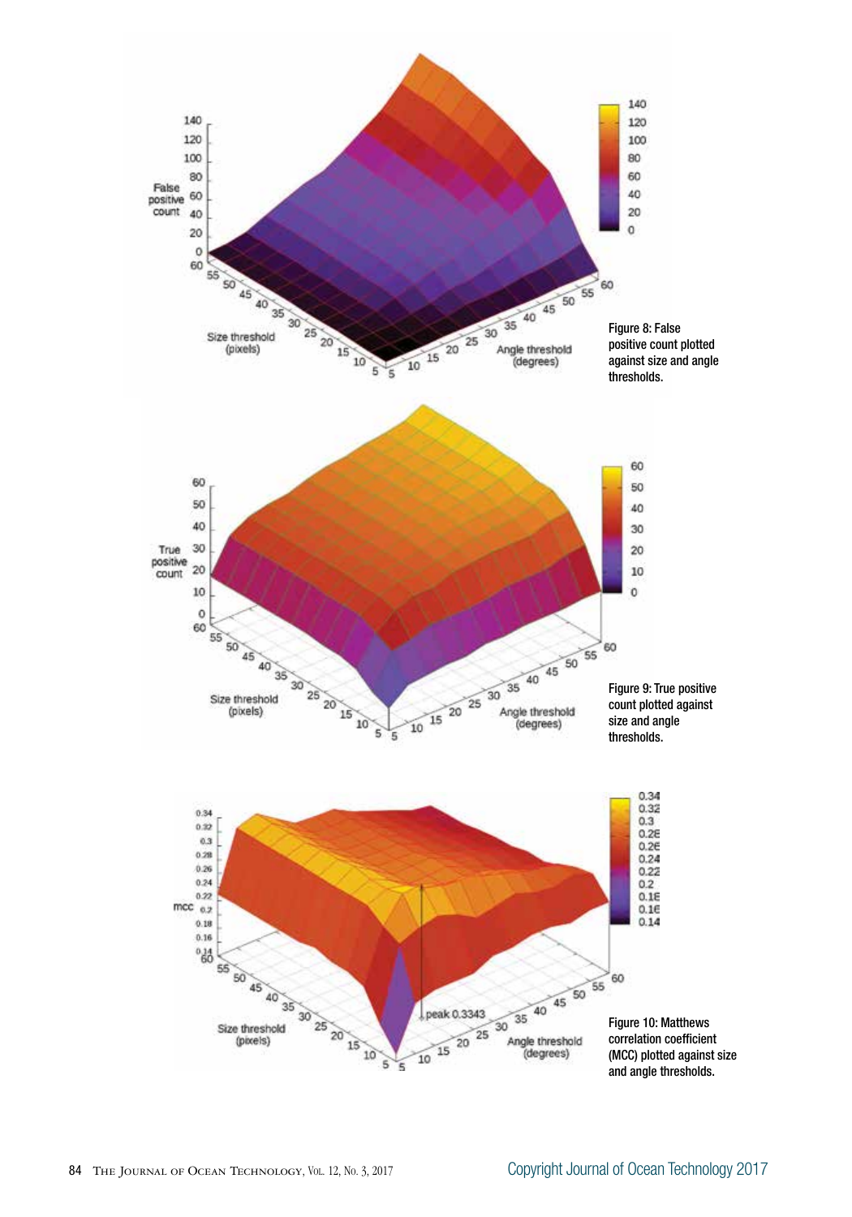Figure 8: False positive count plotted against size and angle thresholds.

Figure 9: True positive count plotted against size and angle thresholds.

Figure 10: Matthews correlation coefficient (MCC) plotted against size and angle thresholds.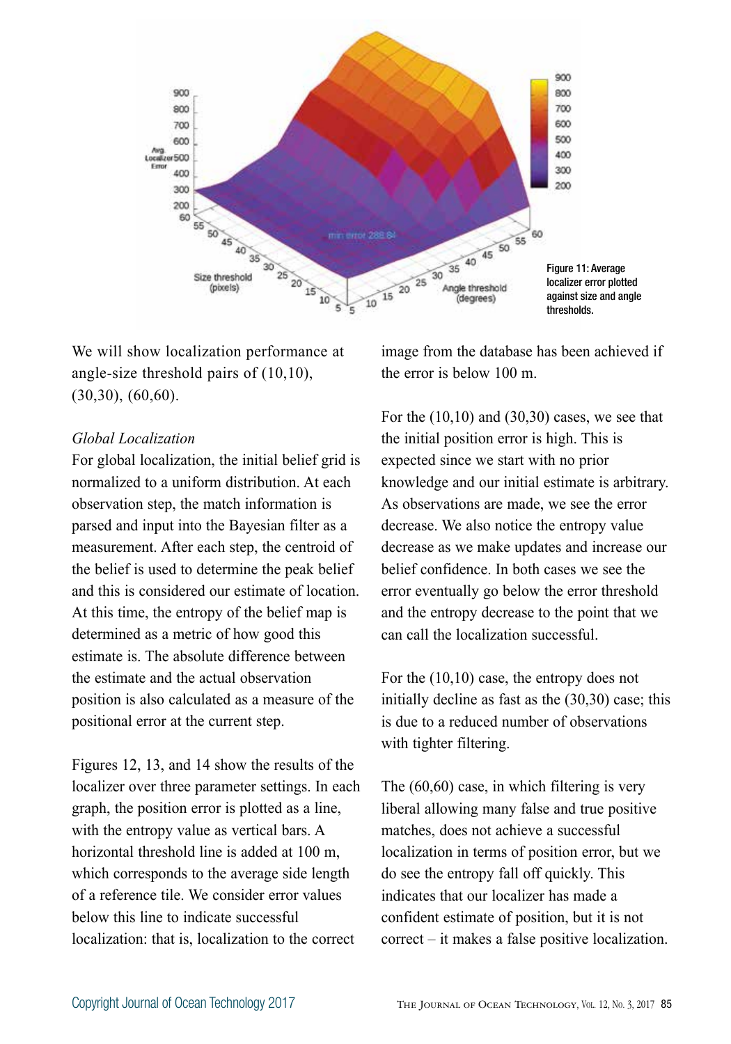Figure 11: Average localizer error plotted against size and angle thresholds.

We will show localization performance at angle-size threshold pairs of (10,10), (30,30), (60,60).

*Global Localization*

For global localization, the initial belief grid is normalized to a uniform distribution. At each observation step, the match information is parsed and input into the Bayesian filter as a measurement. After each step, the centroid of the belief is used to determine the peak belief and this is considered our estimate of location. At this time, the entropy of the belief map is determined as a metric of how good this estimate is. The absolute difference between the estimate and the actual observation position is also calculated as a measure of the positional error at the current step.

Figures 12, 13, and 14 show the results of the localizer over three parameter settings. In each graph, the position error is plotted as a line, with the entropy value as vertical bars. A horizontal threshold line is added at 100 m, which corresponds to the average side length of a reference tile. We consider error values below this line to indicate successful localization: that is, localization to the correct image from the database has been achieved if the error is below 100 m.

For the (10,10) and (30,30) cases, we see that the initial position error is high. This is expected since we start with no prior knowledge and our initial estimate is arbitrary. As observations are made, we see the error decrease. We also notice the entropy value decrease as we make updates and increase our belief confidence. In both cases we see the error eventually go below the error threshold and the entropy decrease to the point that we can call the localization successful.

For the (10,10) case, the entropy does not initially decline as fast as the (30,30) case; this is due to a reduced number of observations with tighter filtering.

The (60,60) case, in which filtering is very liberal allowing many false and true positive matches, does not achieve a successful localization in terms of position error, but we do see the entropy fall off quickly. This indicates that our localizer has made a confident estimate of position, but it is not correct – it makes a false positive localization.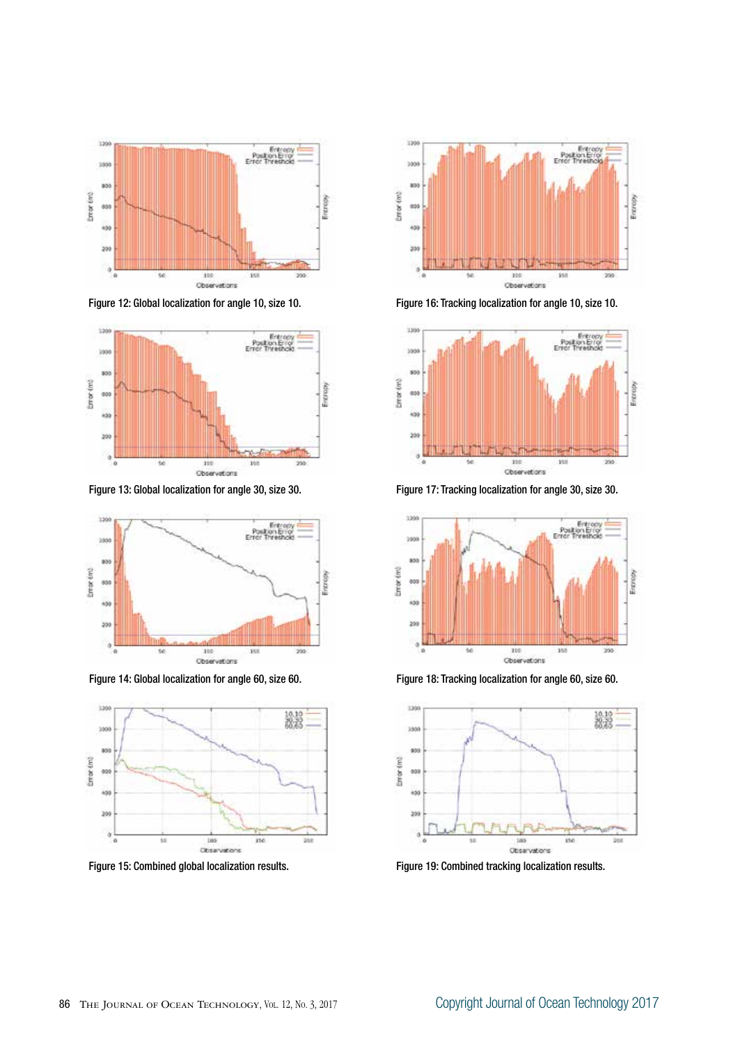Figure 12: Global localization for angle 10, size 10.

Figure 16: Tracking localization for angle 10, size 10.

Figure 13: Global localization for angle 30, size 30.

Figure 17: Tracking localization for angle 30, size 30.

Figure 14: Global localization for angle 60, size 60.

Figure 18: Tracking localization for angle 60, size 60.

Figure 15: Combined global localization results.

Figure 19: Combined tracking localization results.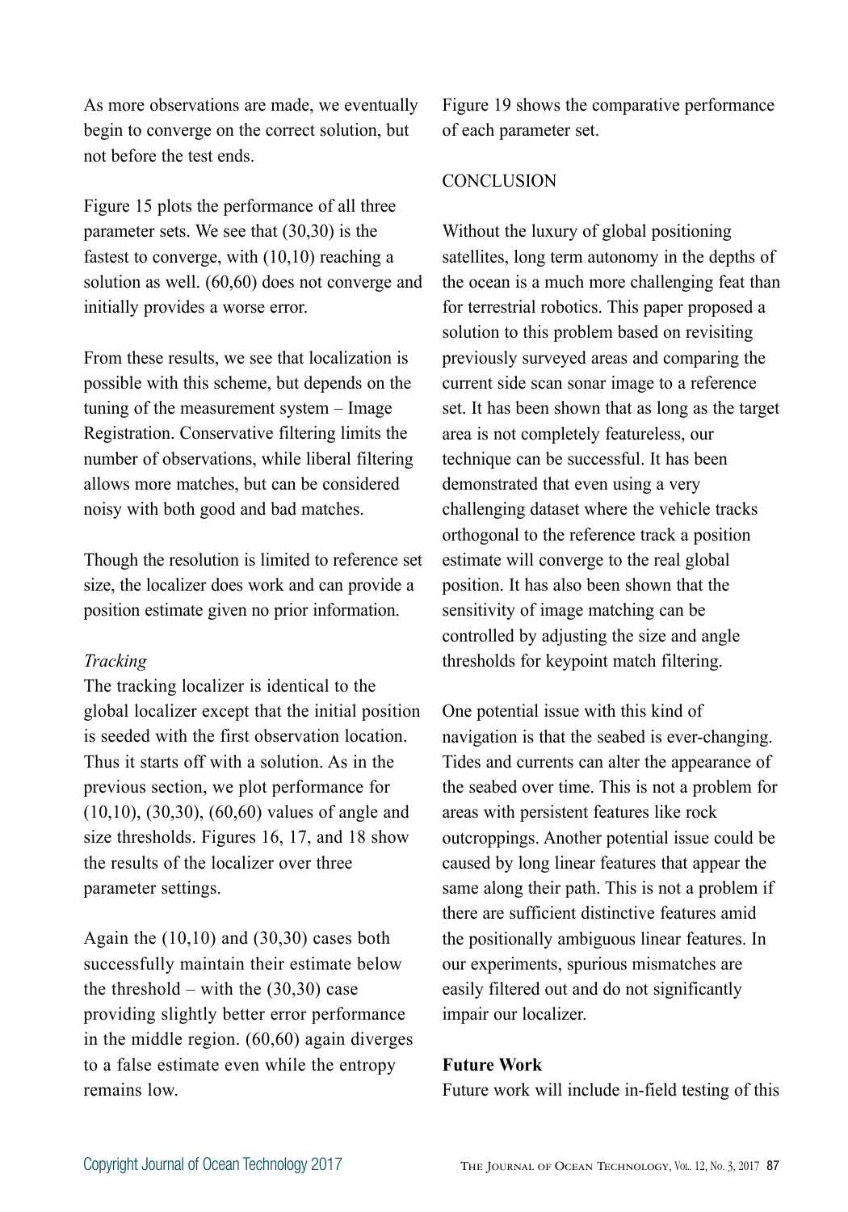As more observations are made, we eventually begin to converge on the correct solution, but not before the test ends.

Figure 15 plots the performance of all three parameter sets. We see that (30,30) is the fastest to converge, with (10,10) reaching a solution as well. (60,60) does not converge and initially provides a worse error.

From these results, we see that localization is possible with this scheme, but depends on the tuning of the measurement system – Image Registration. Conservative filtering limits the number of observations, while liberal filtering allows more matches, but can be considered noisy with both good and bad matches.

Though the resolution is limited to reference set size, the localizer does work and can provide a position estimate given no prior information.

*Tracking*

The tracking localizer is identical to the global localizer except that the initial position is seeded with the first observation location. Thus it starts off with a solution. As in the previous section, we plot performance for (10,10), (30,30), (60,60) values of angle and size thresholds. Figures 16, 17, and 18 show the results of the localizer over three parameter settings.

Again the (10,10) and (30,30) cases both successfully maintain their estimate below the threshold – with the (30,30) case providing slightly better error performance in the middle region. (60,60) again diverges to a false estimate even while the entropy remains low.

Figure 19 shows the comparative performance of each parameter set.

## CONCLUSION

Without the luxury of global positioning satellites, long term autonomy in the depths of the ocean is a much more challenging feat than for terrestrial robotics. This paper proposed a solution to this problem based on revisiting previously surveyed areas and comparing the current side scan sonar image to a reference set. It has been shown that as long as the target area is not completely featureless, our technique can be successful. It has been demonstrated that even using a very challenging dataset where the vehicle tracks orthogonal to the reference track a position estimate will converge to the real global position. It has also been shown that the sensitivity of image matching can be controlled by adjusting the size and angle thresholds for keypoint match filtering.

One potential issue with this kind of navigation is that the seabed is ever-changing. Tides and currents can alter the appearance of the seabed over time. This is not a problem for areas with persistent features like rock outcroppings. Another potential issue could be caused by long linear features that appear the same along their path. This is not a problem if there are sufficient distinctive features amid the positionally ambiguous linear features. In our experiments, spurious mismatches are easily filtered out and do not significantly impair our localizer.

### Future Work

Future work will include in-field testing of this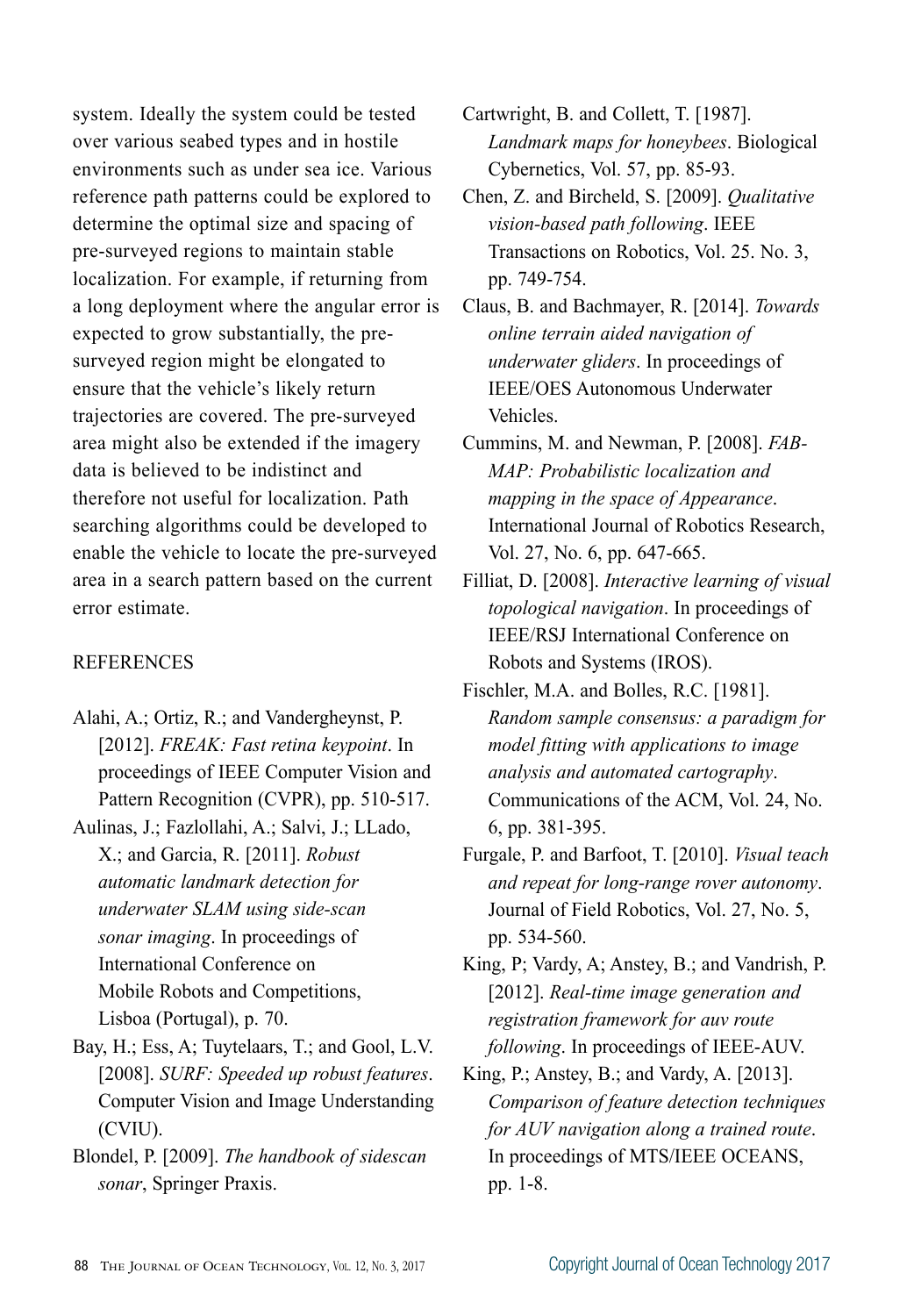system. Ideally the system could be tested over various seabed types and in hostile environments such as under sea ice. Various reference path patterns could be explored to determine the optimal size and spacing of pre-surveyed regions to maintain stable localization. For example, if returning from a long deployment where the angular error is expected to grow substantially, the pre-surveyed region might be elongated to ensure that the vehicle's likely return trajectories are covered. The pre-surveyed area might also be extended if the imagery data is believed to be indistinct and therefore not useful for localization. Path searching algorithms could be developed to enable the vehicle to locate the pre-surveyed area in a search pattern based on the current error estimate.

## REFERENCES

Alahi, A.; Ortiz, R.; and Vandergheynst, P. [2012]. *FREAK: Fast retina keypoint*. In proceedings of IEEE Computer Vision and Pattern Recognition (CVPR), pp. 510-517.

Aulinas, J.; Fazlollahi, A.; Salvi, J.; LLado, X.; and Garcia, R. [2011]. *Robust automatic landmark detection for underwater SLAM using side-scan sonar imaging*. In proceedings of International Conference on Mobile Robots and Competitions, Lisboa (Portugal), p. 70.

Bay, H.; Ess, A; Tuytelaars, T.; and Gool, L.V. [2008]. *SURF: Speeded up robust features*. Computer Vision and Image Understanding (CVIU).

Blondel, P. [2009]. *The handbook of sidescan sonar*, Springer Praxis.

Cartwright, B. and Collett, T. [1987]. *Landmark maps for honeybees*. Biological Cybernetics, Vol. 57, pp. 85-93.

Chen, Z. and Bircheld, S. [2009]. *Qualitative vision-based path following*. IEEE Transactions on Robotics, Vol. 25. No. 3, pp. 749-754.

Claus, B. and Bachmayer, R. [2014]. *Towards online terrain aided navigation of underwater gliders*. In proceedings of IEEE/OES Autonomous Underwater Vehicles.

Cummins, M. and Newman, P. [2008]. *FAB-MAP: Probabilistic localization and mapping in the space of Appearance*. International Journal of Robotics Research, Vol. 27, No. 6, pp. 647-665.

Filliat, D. [2008]. *Interactive learning of visual topological navigation*. In proceedings of IEEE/RSJ International Conference on Robots and Systems (IROS).

Fischler, M.A. and Bolles, R.C. [1981]. *Random sample consensus: a paradigm for model fitting with applications to image analysis and automated cartography*. Communications of the ACM, Vol. 24, No. 6, pp. 381-395.

Furgale, P. and Barfoot, T. [2010]. *Visual teach and repeat for long-range rover autonomy*. Journal of Field Robotics, Vol. 27, No. 5, pp. 534-560.

King, P; Vardy, A; Anstey, B.; and Vandrish, P. [2012]. *Real-time image generation and registration framework for auv route following*. In proceedings of IEEE-AUV.

King, P.; Anstey, B.; and Vardy, A. [2013]. *Comparison of feature detection techniques for AUV navigation along a trained route*. In proceedings of MTS/IEEE OCEANS, pp. 1-8.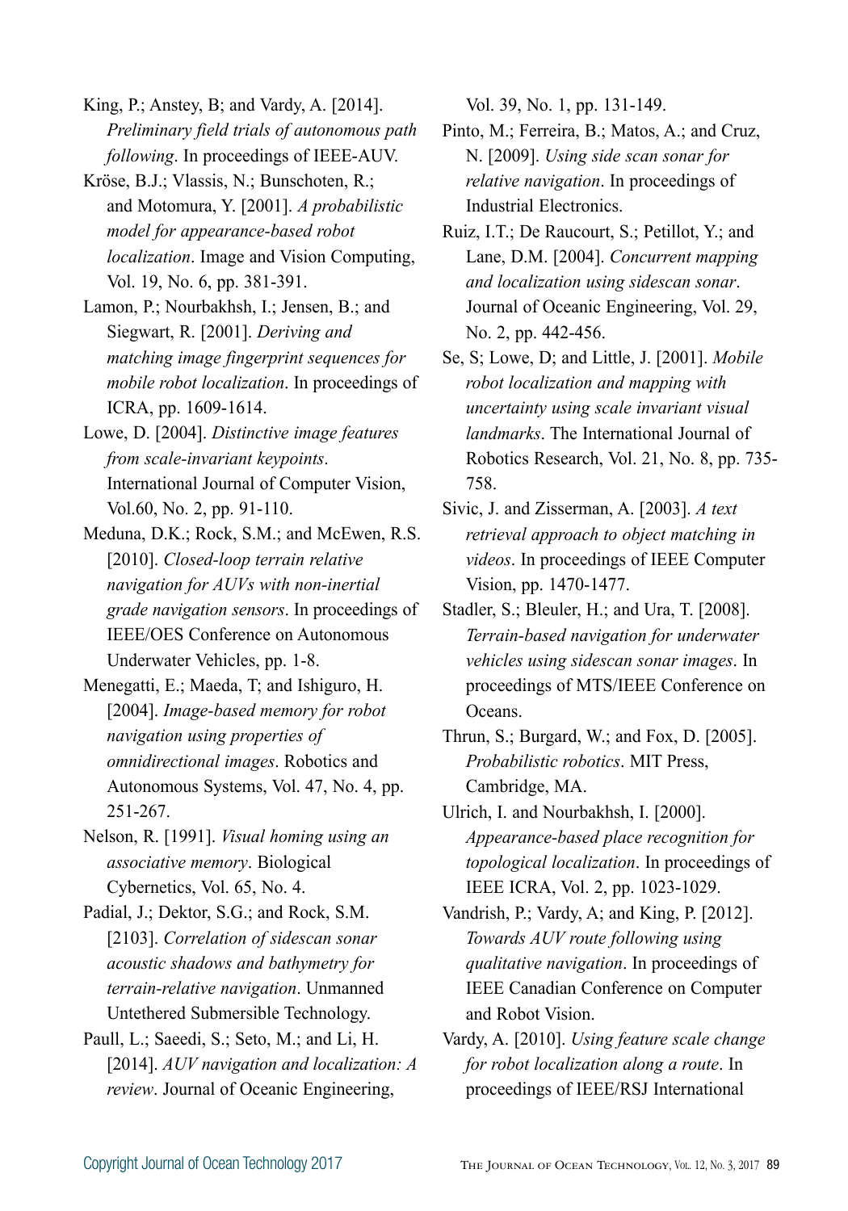King, P.; Anstey, B; and Vardy, A. [2014]. *Preliminary field trials of autonomous path following*. In proceedings of IEEE-AUV.

Kröse, B.J.; Vlassis, N.; Bunschoten, R.; and Motomura, Y. [2001]. *A probabilistic model for appearance-based robot localization*. Image and Vision Computing, Vol. 19, No. 6, pp. 381-391.

Lamon, P.; Nourbakhsh, I.; Jensen, B.; and Siegwart, R. [2001]. *Deriving and matching image fingerprint sequences for mobile robot localization*. In proceedings of ICRA, pp. 1609-1614.

Lowe, D. [2004]. *Distinctive image features from scale-invariant keypoints*. International Journal of Computer Vision, Vol.60, No. 2, pp. 91-110.

Meduna, D.K.; Rock, S.M.; and McEwen, R.S. [2010]. *Closed-loop terrain relative navigation for AUVs with non-inertial grade navigation sensors*. In proceedings of IEEE/OES Conference on Autonomous Underwater Vehicles, pp. 1-8.

Menegatti, E.; Maeda, T; and Ishiguro, H. [2004]. *Image-based memory for robot navigation using properties of omnidirectional images*. Robotics and Autonomous Systems, Vol. 47, No. 4, pp. 251-267.

Nelson, R. [1991]. *Visual homing using an associative memory*. Biological Cybernetics, Vol. 65, No. 4.

Padial, J.; Dektor, S.G.; and Rock, S.M. [2103]. *Correlation of sidescan sonar acoustic shadows and bathymetry for terrain-relative navigation*. Unmanned Untethered Submersible Technology.

Paull, L.; Saeedi, S.; Seto, M.; and Li, H. [2014]. *AUV navigation and localization: A review*. Journal of Oceanic Engineering, Vol. 39, No. 1, pp. 131-149.

Pinto, M.; Ferreira, B.; Matos, A.; and Cruz, N. [2009]. *Using side scan sonar for relative navigation*. In proceedings of Industrial Electronics.

Ruiz, I.T.; De Raucourt, S.; Petillot, Y.; and Lane, D.M. [2004]. *Concurrent mapping and localization using sidescan sonar*. Journal of Oceanic Engineering, Vol. 29, No. 2, pp. 442-456.

Se, S; Lowe, D; and Little, J. [2001]. *Mobile robot localization and mapping with uncertainty using scale invariant visual landmarks*. The International Journal of Robotics Research, Vol. 21, No. 8, pp. 735-758.

Sivic, J. and Zisserman, A. [2003]. *A text retrieval approach to object matching in videos*. In proceedings of IEEE Computer Vision, pp. 1470-1477.

Stadler, S.; Bleuler, H.; and Ura, T. [2008]. *Terrain-based navigation for underwater vehicles using sidescan sonar images*. In proceedings of MTS/IEEE Conference on Oceans.

Thrun, S.; Burgard, W.; and Fox, D. [2005]. *Probabilistic robotics*. MIT Press, Cambridge, MA.

Ulrich, I. and Nourbakhsh, I. [2000]. *Appearance-based place recognition for topological localization*. In proceedings of IEEE ICRA, Vol. 2, pp. 1023-1029.

Vandrish, P.; Vardy, A; and King, P. [2012]. *Towards AUV route following using qualitative navigation*. In proceedings of IEEE Canadian Conference on Computer and Robot Vision.

Vardy, A. [2010]. *Using feature scale change for robot localization along a route*. In proceedings of IEEE/RSJ International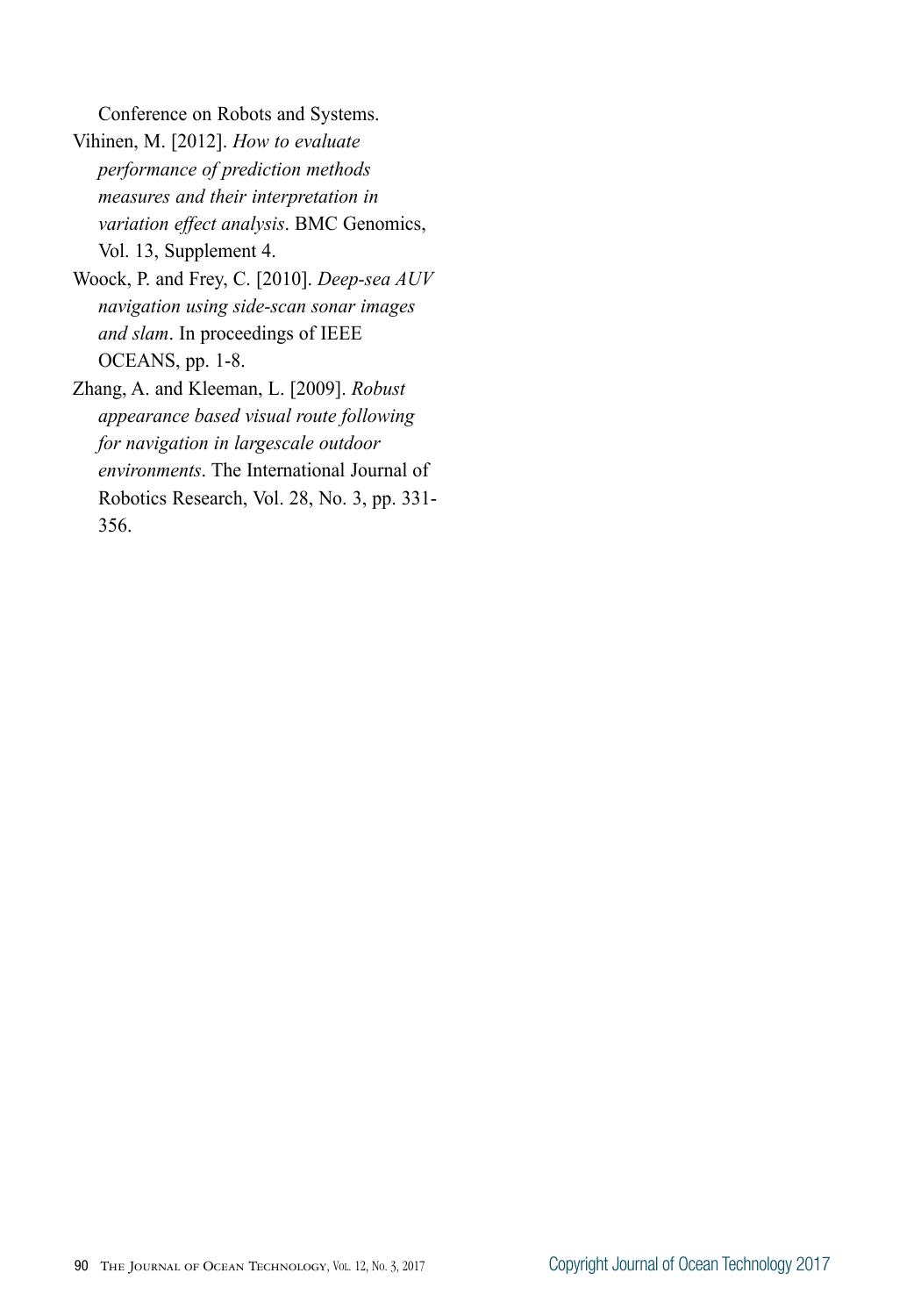Conference on Robots and Systems.

Vihinen, M. [2012]. *How to evaluate performance of prediction methods measures and their interpretation in variation effect analysis*. BMC Genomics, Vol. 13, Supplement 4.

Woock, P. and Frey, C. [2010]. *Deep-sea AUV navigation using side-scan sonar images and slam*. In proceedings of IEEE OCEANS, pp. 1-8.

Zhang, A. and Kleeman, L. [2009]. *Robust appearance based visual route following for navigation in largescale outdoor environments*. The International Journal of Robotics Research, Vol. 28, No. 3, pp. 331-356.